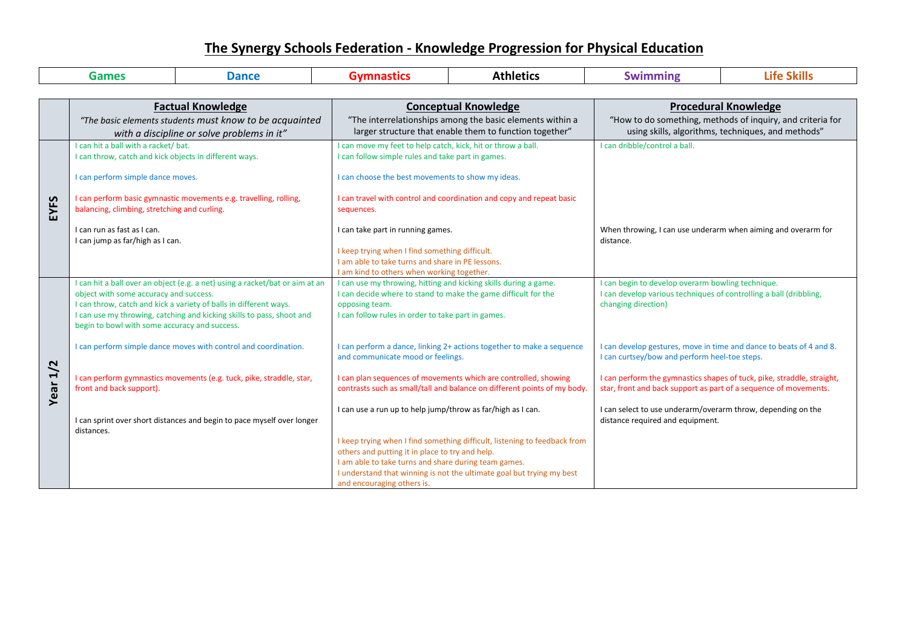# The Synergy Schools Federation - Knowledge Progression for Physical Education

| Games | Dance | Gymnastics | Athletics | Swimming | Life Skills |
|---|---|---|---|---|---|

| | **Factual Knowledge**<br>*"The basic elements students must know to be acquainted with a discipline or solve problems in it"* | **Conceptual Knowledge**<br>"The interrelationships among the basic elements within a larger structure that enable them to function together" | **Procedural Knowledge**<br>"How to do something, methods of inquiry, and criteria for using skills, algorithms, techniques, and methods" |
|---|---|---|---|
| **EYFS** | I can hit a ball with a racket/ bat.<br>I can throw, catch and kick objects in different ways.<br><br>I can perform simple dance moves.<br><br>I can perform basic gymnastic movements e.g. travelling, rolling, balancing, climbing, stretching and curling.<br><br>I can run as fast as I can.<br>I can jump as far/high as I can. | I can move my feet to help catch, kick, hit or throw a ball.<br>I can follow simple rules and take part in games.<br><br>I can choose the best movements to show my ideas.<br><br>I can travel with control and coordination and copy and repeat basic sequences.<br><br>I can take part in running games.<br><br>I keep trying when I find something difficult.<br>I am able to take turns and share in PE lessons.<br>I am kind to others when working together. | I can dribble/control a ball.<br><br>When throwing, I can use underarm when aiming and overarm for distance. |
| **Year 1/2** | I can hit a ball over an object (e.g. a net) using a racket/bat or aim at an object with some accuracy and success.<br>I can throw, catch and kick a variety of balls in different ways.<br>I can use my throwing, catching and kicking skills to pass, shoot and begin to bowl with some accuracy and success.<br><br>I can perform simple dance moves with control and coordination.<br><br>I can perform gymnastics movements (e.g. tuck, pike, straddle, star, front and back support).<br><br>I can sprint over short distances and begin to pace myself over longer distances. | I can use my throwing, hitting and kicking skills during a game.<br>I can decide where to stand to make the game difficult for the opposing team.<br>I can follow rules in order to take part in games.<br><br>I can perform a dance, linking 2+ actions together to make a sequence and communicate mood or feelings.<br><br>I can plan sequences of movements which are controlled, showing contrasts such as small/tall and balance on different points of my body.<br><br>I can use a run up to help jump/throw as far/high as I can.<br><br>I keep trying when I find something difficult, listening to feedback from others and putting it in place to try and help.<br>I am able to take turns and share during team games.<br>I understand that winning is not the ultimate goal but trying my best and encouraging others is. | I can begin to develop overarm bowling technique.<br>I can develop various techniques of controlling a ball (dribbling, changing direction)<br><br>I can develop gestures, move in time and dance to beats of 4 and 8.<br>I can curtsey/bow and perform heel-toe steps.<br><br>I can perform the gymnastics shapes of tuck, pike, straddle, straight, star, front and back support as part of a sequence of movements.<br><br>I can select to use underarm/overarm throw, depending on the distance required and equipment. |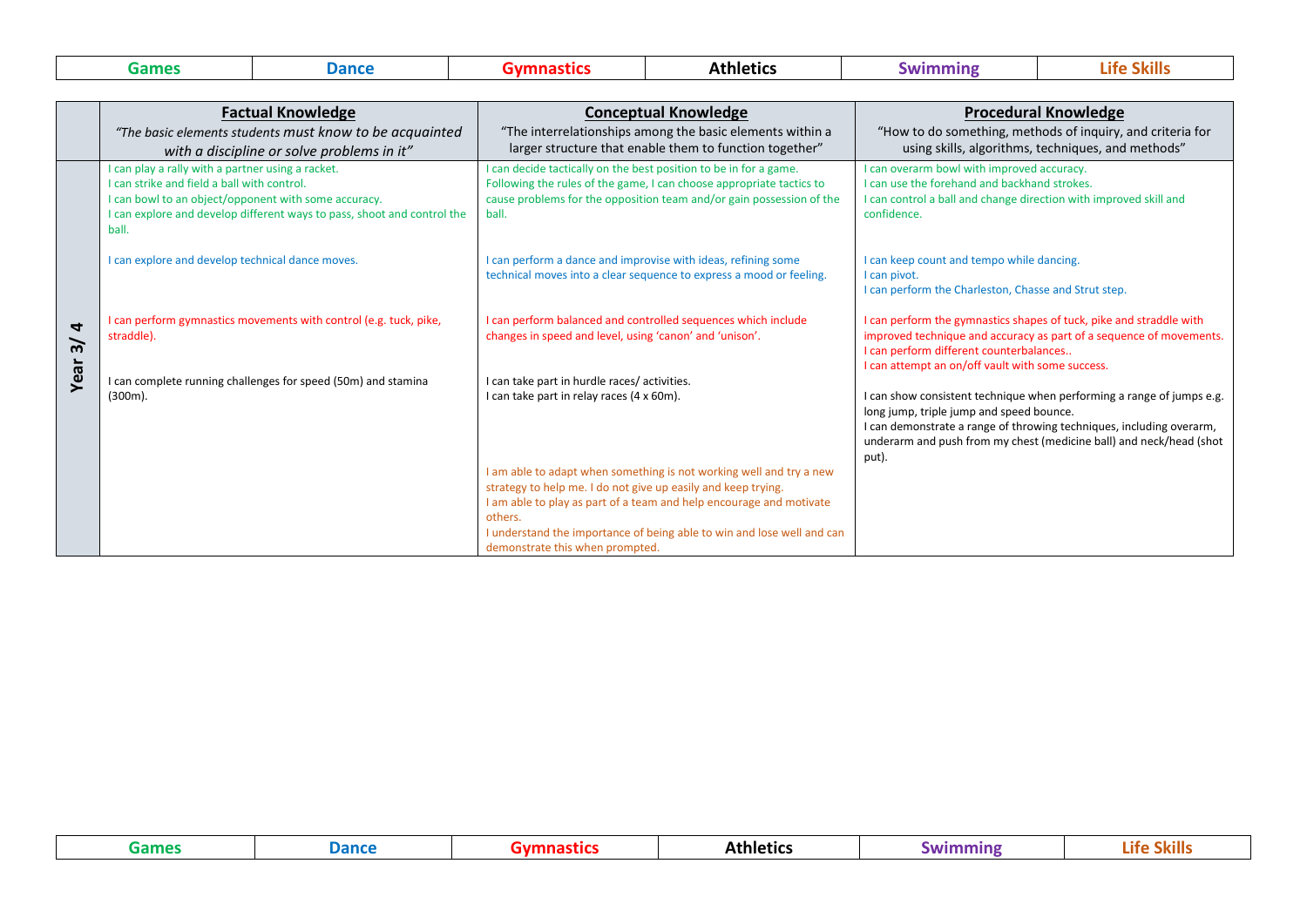| Games | Dance | Gymnastics | Athletics | Swimming | Life Skills |
|---|---|---|---|---|---|

| | **Factual Knowledge**<br>*"The basic elements students must know to be acquainted with a discipline or solve problems in it"* | **Conceptual Knowledge**<br>"The interrelationships among the basic elements within a larger structure that enable them to function together" | **Procedural Knowledge**<br>"How to do something, methods of inquiry, and criteria for using skills, algorithms, techniques, and methods" |
|---|---|---|---|
| **Year 3/ 4** | I can play a rally with a partner using a racket.<br>I can strike and field a ball with control.<br>I can bowl to an object/opponent with some accuracy.<br>I can explore and develop different ways to pass, shoot and control the ball. | I can decide tactically on the best position to be in for a game.<br>Following the rules of the game, I can choose appropriate tactics to cause problems for the opposition team and/or gain possession of the ball. | I can overarm bowl with improved accuracy.<br>I can use the forehand and backhand strokes.<br>I can control a ball and change direction with improved skill and confidence. |
| | I can explore and develop technical dance moves. | I can perform a dance and improvise with ideas, refining some technical moves into a clear sequence to express a mood or feeling. | I can keep count and tempo while dancing.<br>I can pivot.<br>I can perform the Charleston, Chasse and Strut step. |
| | I can perform gymnastics movements with control (e.g. tuck, pike, straddle). | I can perform balanced and controlled sequences which include changes in speed and level, using 'canon' and 'unison'. | I can perform the gymnastics shapes of tuck, pike and straddle with improved technique and accuracy as part of a sequence of movements.<br>I can perform different counterbalances..<br>I can attempt an on/off vault with some success. |
| | I can complete running challenges for speed (50m) and stamina (300m). | I can take part in hurdle races/ activities.<br>I can take part in relay races (4 x 60m). | I can show consistent technique when performing a range of jumps e.g. long jump, triple jump and speed bounce.<br>I can demonstrate a range of throwing techniques, including overarm, underarm and push from my chest (medicine ball) and neck/head (shot put). |
| | | I am able to adapt when something is not working well and try a new strategy to help me. I do not give up easily and keep trying.<br>I am able to play as part of a team and help encourage and motivate others.<br>I understand the importance of being able to win and lose well and can demonstrate this when prompted. | |

| Games | Dance | Gymnastics | Athletics | Swimming | Life Skills |
|---|---|---|---|---|---|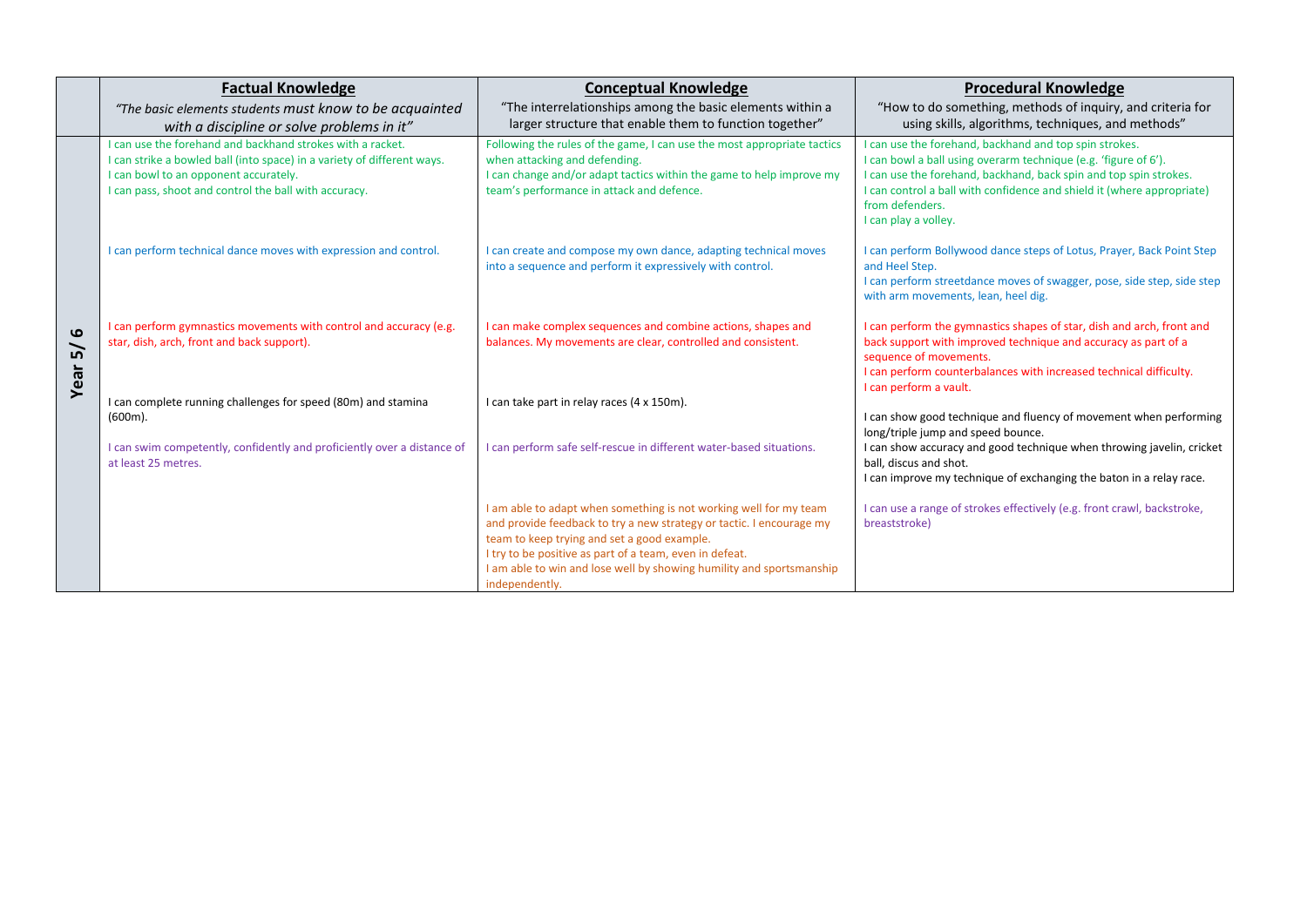| | **Factual Knowledge**<br>*"The basic elements students must know to be acquainted with a discipline or solve problems in it"* | **Conceptual Knowledge**<br>"The interrelationships among the basic elements within a larger structure that enable them to function together" | **Procedural Knowledge**<br>"How to do something, methods of inquiry, and criteria for using skills, algorithms, techniques, and methods" |
|---|---|---|---|
| **Year 5/ 6** | I can use the forehand and backhand strokes with a racket.<br>I can strike a bowled ball (into space) in a variety of different ways.<br>I can bowl to an opponent accurately.<br>I can pass, shoot and control the ball with accuracy. | Following the rules of the game, I can use the most appropriate tactics when attacking and defending.<br>I can change and/or adapt tactics within the game to help improve my team's performance in attack and defence. | I can use the forehand, backhand and top spin strokes.<br>I can bowl a ball using overarm technique (e.g. 'figure of 6').<br>I can use the forehand, backhand, back spin and top spin strokes.<br>I can control a ball with confidence and shield it (where appropriate) from defenders.<br>I can play a volley. |
| | I can perform technical dance moves with expression and control. | I can create and compose my own dance, adapting technical moves into a sequence and perform it expressively with control. | I can perform Bollywood dance steps of Lotus, Prayer, Back Point Step and Heel Step.<br>I can perform streetdance moves of swagger, pose, side step, side step with arm movements, lean, heel dig. |
| | I can perform gymnastics movements with control and accuracy (e.g. star, dish, arch, front and back support). | I can make complex sequences and combine actions, shapes and balances. My movements are clear, controlled and consistent. | I can perform the gymnastics shapes of star, dish and arch, front and back support with improved technique and accuracy as part of a sequence of movements.<br>I can perform counterbalances with increased technical difficulty.<br>I can perform a vault. |
| | I can complete running challenges for speed (80m) and stamina (600m). | I can take part in relay races (4 x 150m). | I can show good technique and fluency of movement when performing long/triple jump and speed bounce.<br>I can show accuracy and good technique when throwing javelin, cricket ball, discus and shot.<br>I can improve my technique of exchanging the baton in a relay race. |
| | I can swim competently, confidently and proficiently over a distance of at least 25 metres. | I can perform safe self-rescue in different water-based situations. | I can use a range of strokes effectively (e.g. front crawl, backstroke, breaststroke) |
| | | I am able to adapt when something is not working well for my team and provide feedback to try a new strategy or tactic. I encourage my team to keep trying and set a good example.<br>I try to be positive as part of a team, even in defeat.<br>I am able to win and lose well by showing humility and sportsmanship independently. | |